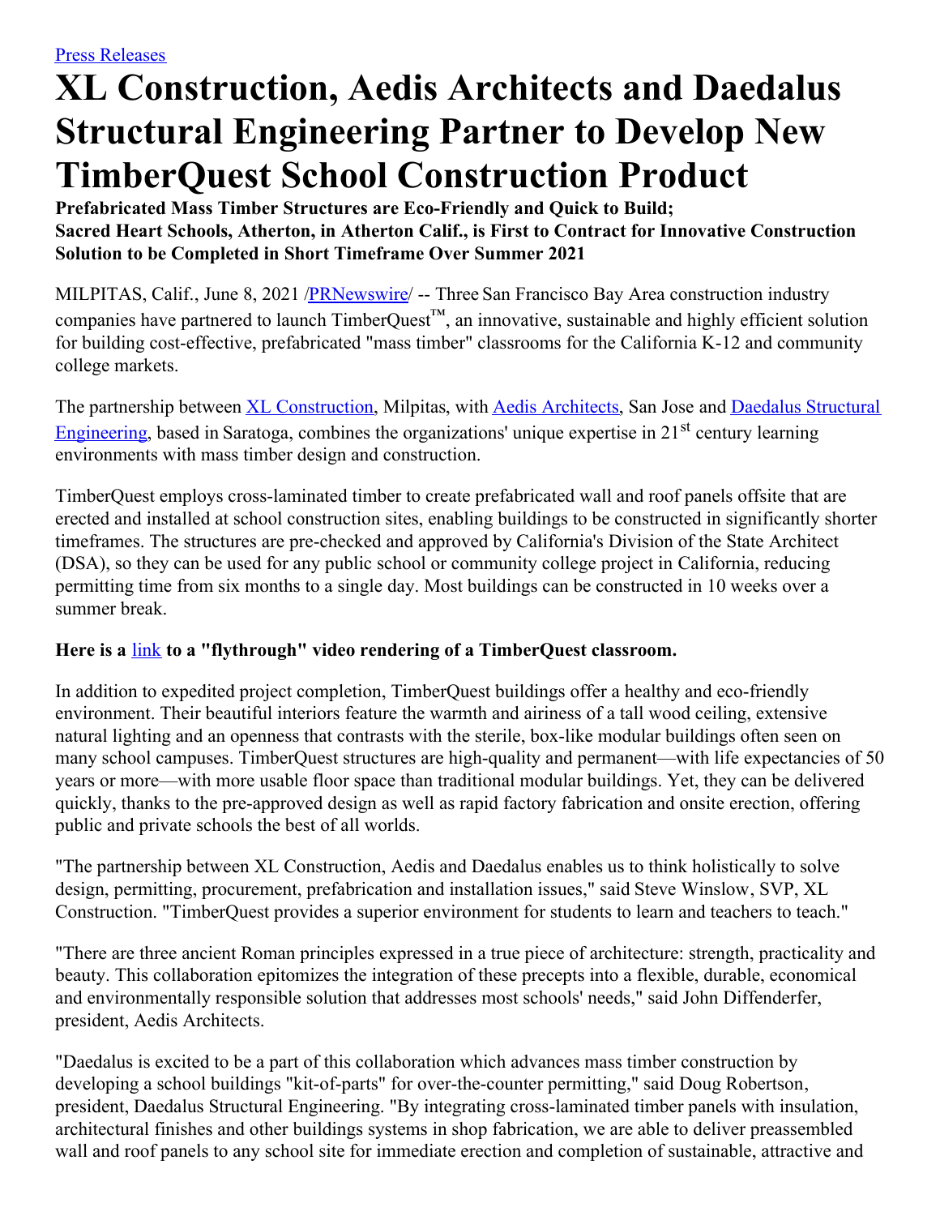[Press Releases]

# XL Construction, Aedis Architects and Daedalus Structural Engineering Partner to Develop New TimberQuest School Construction Product

**Prefabricated Mass Timber Structures are Eco-Friendly and Quick to Build; Sacred Heart Schools, Atherton, in Atherton Calif., is First to Contract for Innovative Construction Solution to be Completed in Short Timeframe Over Summer 2021**

MILPITAS, Calif., June 8, 2021 /PRNewswire/ -- Three San Francisco Bay Area construction industry companies have partnered to launch TimberQuest™, an innovative, sustainable and highly efficient solution for building cost-effective, prefabricated "mass timber" classrooms for the California K-12 and community college markets.

The partnership between XL Construction, Milpitas, with Aedis Architects, San Jose and Daedalus Structural Engineering, based in Saratoga, combines the organizations' unique expertise in 21st century learning environments with mass timber design and construction.

TimberQuest employs cross-laminated timber to create prefabricated wall and roof panels offsite that are erected and installed at school construction sites, enabling buildings to be constructed in significantly shorter timeframes. The structures are pre-checked and approved by California's Division of the State Architect (DSA), so they can be used for any public school or community college project in California, reducing permitting time from six months to a single day. Most buildings can be constructed in 10 weeks over a summer break.

**Here is a link to a "flythrough" video rendering of a TimberQuest classroom.**

In addition to expedited project completion, TimberQuest buildings offer a healthy and eco-friendly environment. Their beautiful interiors feature the warmth and airiness of a tall wood ceiling, extensive natural lighting and an openness that contrasts with the sterile, box-like modular buildings often seen on many school campuses. TimberQuest structures are high-quality and permanent—with life expectancies of 50 years or more—with more usable floor space than traditional modular buildings. Yet, they can be delivered quickly, thanks to the pre-approved design as well as rapid factory fabrication and onsite erection, offering public and private schools the best of all worlds.

"The partnership between XL Construction, Aedis and Daedalus enables us to think holistically to solve design, permitting, procurement, prefabrication and installation issues," said Steve Winslow, SVP, XL Construction. "TimberQuest provides a superior environment for students to learn and teachers to teach."

"There are three ancient Roman principles expressed in a true piece of architecture: strength, practicality and beauty. This collaboration epitomizes the integration of these precepts into a flexible, durable, economical and environmentally responsible solution that addresses most schools' needs," said John Diffenderfer, president, Aedis Architects.

"Daedalus is excited to be a part of this collaboration which advances mass timber construction by developing a school buildings "kit-of-parts" for over-the-counter permitting," said Doug Robertson, president, Daedalus Structural Engineering. "By integrating cross-laminated timber panels with insulation, architectural finishes and other buildings systems in shop fabrication, we are able to deliver preassembled wall and roof panels to any school site for immediate erection and completion of sustainable, attractive and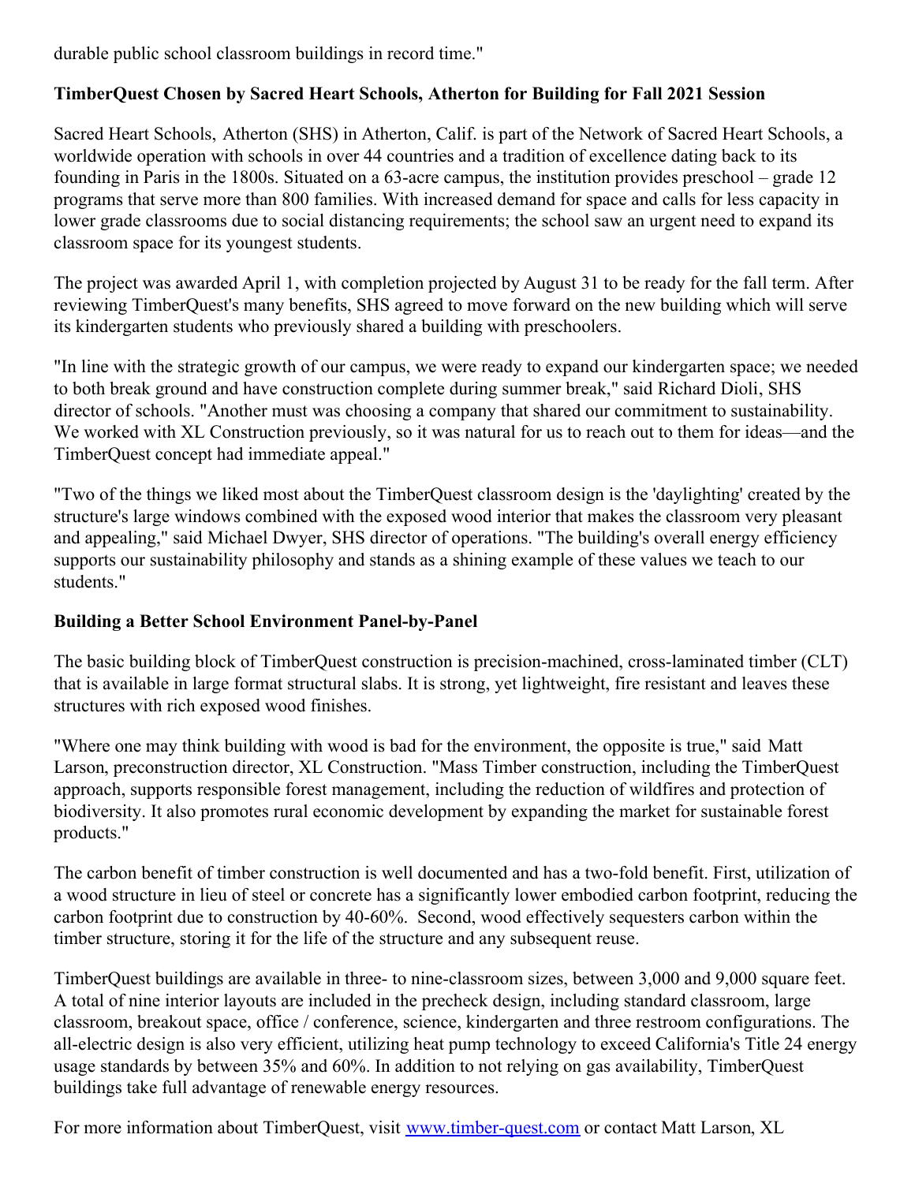durable public school classroom buildings in record time."

**TimberQuest Chosen by Sacred Heart Schools, Atherton for Building for Fall 2021 Session**

Sacred Heart Schools, Atherton (SHS) in Atherton, Calif. is part of the Network of Sacred Heart Schools, a worldwide operation with schools in over 44 countries and a tradition of excellence dating back to its founding in Paris in the 1800s. Situated on a 63-acre campus, the institution provides preschool – grade 12 programs that serve more than 800 families. With increased demand for space and calls for less capacity in lower grade classrooms due to social distancing requirements; the school saw an urgent need to expand its classroom space for its youngest students.

The project was awarded April 1, with completion projected by August 31 to be ready for the fall term. After reviewing TimberQuest's many benefits, SHS agreed to move forward on the new building which will serve its kindergarten students who previously shared a building with preschoolers.

"In line with the strategic growth of our campus, we were ready to expand our kindergarten space; we needed to both break ground and have construction complete during summer break," said Richard Dioli, SHS director of schools. "Another must was choosing a company that shared our commitment to sustainability. We worked with XL Construction previously, so it was natural for us to reach out to them for ideas—and the TimberQuest concept had immediate appeal."

"Two of the things we liked most about the TimberQuest classroom design is the 'daylighting' created by the structure's large windows combined with the exposed wood interior that makes the classroom very pleasant and appealing," said Michael Dwyer, SHS director of operations. "The building's overall energy efficiency supports our sustainability philosophy and stands as a shining example of these values we teach to our students."

**Building a Better School Environment Panel-by-Panel**

The basic building block of TimberQuest construction is precision-machined, cross-laminated timber (CLT) that is available in large format structural slabs. It is strong, yet lightweight, fire resistant and leaves these structures with rich exposed wood finishes.

"Where one may think building with wood is bad for the environment, the opposite is true," said Matt Larson, preconstruction director, XL Construction. "Mass Timber construction, including the TimberQuest approach, supports responsible forest management, including the reduction of wildfires and protection of biodiversity. It also promotes rural economic development by expanding the market for sustainable forest products."

The carbon benefit of timber construction is well documented and has a two-fold benefit. First, utilization of a wood structure in lieu of steel or concrete has a significantly lower embodied carbon footprint, reducing the carbon footprint due to construction by 40-60%. Second, wood effectively sequesters carbon within the timber structure, storing it for the life of the structure and any subsequent reuse.

TimberQuest buildings are available in three- to nine-classroom sizes, between 3,000 and 9,000 square feet. A total of nine interior layouts are included in the precheck design, including standard classroom, large classroom, breakout space, office / conference, science, kindergarten and three restroom configurations. The all-electric design is also very efficient, utilizing heat pump technology to exceed California's Title 24 energy usage standards by between 35% and 60%. In addition to not relying on gas availability, TimberQuest buildings take full advantage of renewable energy resources.

For more information about TimberQuest, visit [www.timber-quest.com](www.timber-quest.com) or contact Matt Larson, XL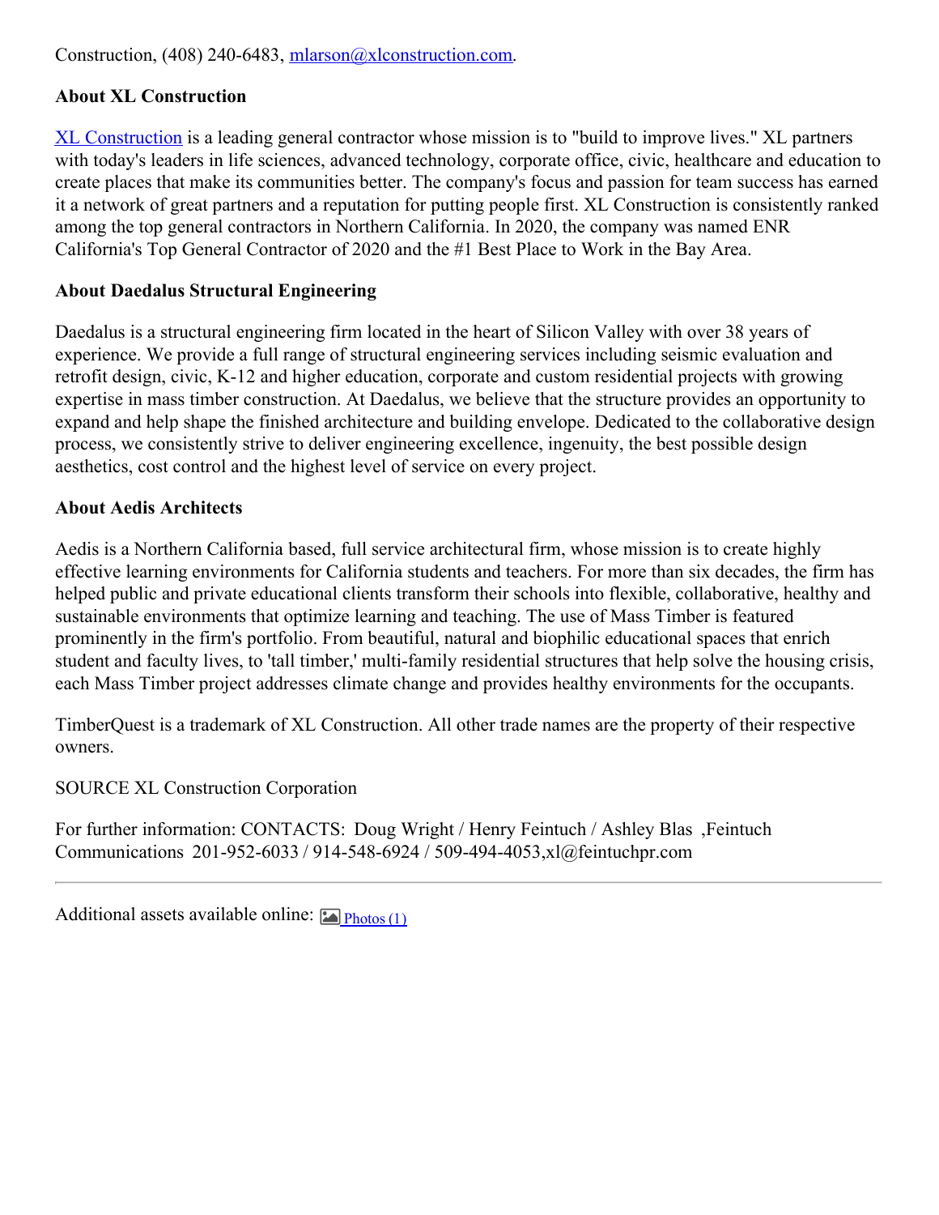Construction, (408) 240-6483, mlarson@xlconstruction.com.

**About XL Construction**

XL Construction is a leading general contractor whose mission is to "build to improve lives." XL partners with today's leaders in life sciences, advanced technology, corporate office, civic, healthcare and education to create places that make its communities better. The company's focus and passion for team success has earned it a network of great partners and a reputation for putting people first. XL Construction is consistently ranked among the top general contractors in Northern California. In 2020, the company was named ENR California's Top General Contractor of 2020 and the #1 Best Place to Work in the Bay Area.

**About Daedalus Structural Engineering**

Daedalus is a structural engineering firm located in the heart of Silicon Valley with over 38 years of experience. We provide a full range of structural engineering services including seismic evaluation and retrofit design, civic, K-12 and higher education, corporate and custom residential projects with growing expertise in mass timber construction. At Daedalus, we believe that the structure provides an opportunity to expand and help shape the finished architecture and building envelope. Dedicated to the collaborative design process, we consistently strive to deliver engineering excellence, ingenuity, the best possible design aesthetics, cost control and the highest level of service on every project.

**About Aedis Architects**

Aedis is a Northern California based, full service architectural firm, whose mission is to create highly effective learning environments for California students and teachers. For more than six decades, the firm has helped public and private educational clients transform their schools into flexible, collaborative, healthy and sustainable environments that optimize learning and teaching. The use of Mass Timber is featured prominently in the firm's portfolio. From beautiful, natural and biophilic educational spaces that enrich student and faculty lives, to 'tall timber,' multi-family residential structures that help solve the housing crisis, each Mass Timber project addresses climate change and provides healthy environments for the occupants.

TimberQuest is a trademark of XL Construction. All other trade names are the property of their respective owners.

SOURCE XL Construction Corporation

For further information: CONTACTS: Doug Wright / Henry Feintuch / Ashley Blas ,Feintuch Communications 201-952-6033 / 914-548-6924 / 509-494-4053,xl@feintuchpr.com

---

Additional assets available online: Photos (1)